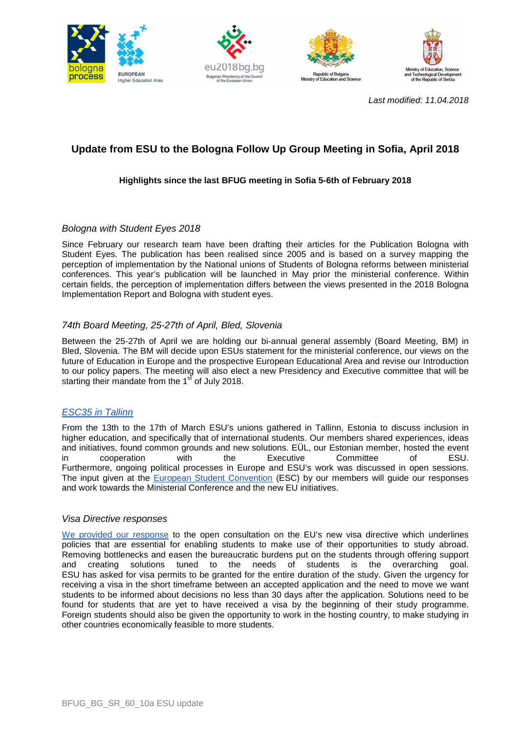*Last modified: 11.04.2018*

# Update from ESU to the Bologna Follow Up Group Meeting in Sofia, April 2018

**Highlights since the last BFUG meeting in Sofia 5-6th of February 2018**

## *Bologna with Student Eyes 2018*

Since February our research team have been drafting their articles for the Publication Bologna with Student Eyes. The publication has been realised since 2005 and is based on a survey mapping the perception of implementation by the National unions of Students of Bologna reforms between ministerial conferences. This year's publication will be launched in May prior the ministerial conference. Within certain fields, the perception of implementation differs between the views presented in the 2018 Bologna Implementation Report and Bologna with student eyes.

## *74th Board Meeting, 25-27th of April, Bled, Slovenia*

Between the 25-27th of April we are holding our bi-annual general assembly (Board Meeting, BM) in Bled, Slovenia. The BM will decide upon ESUs statement for the ministerial conference, our views on the future of Education in Europe and the prospective European Educational Area and revise our Introduction to our policy papers. The meeting will also elect a new Presidency and Executive committee that will be starting their mandate from the 1st of July 2018.

## *ESC35 in Tallinn*

From the 13th to the 17th of March ESU's unions gathered in Tallinn, Estonia to discuss inclusion in higher education, and specifically that of international students. Our members shared experiences, ideas and initiatives, found common grounds and new solutions. EÜL, our Estonian member, hosted the event in cooperation with the Executive Committee of ESU. Furthermore, ongoing political processes in Europe and ESU's work was discussed in open sessions. The input given at the European Student Convention (ESC) by our members will guide our responses and work towards the Ministerial Conference and the new EU initiatives.

## *Visa Directive responses*

We provided our response to the open consultation on the EU's new visa directive which underlines policies that are essential for enabling students to make use of their opportunities to study abroad. Removing bottlenecks and easen the bureaucratic burdens put on the students through offering support and creating solutions tuned to the needs of students is the overarching goal. ESU has asked for visa permits to be granted for the entire duration of the study. Given the urgency for receiving a visa in the short timeframe between an accepted application and the need to move we want students to be informed about decisions no less than 30 days after the application. Solutions need to be found for students that are yet to have received a visa by the beginning of their study programme. Foreign students should also be given the opportunity to work in the hosting country, to make studying in other countries economically feasible to more students.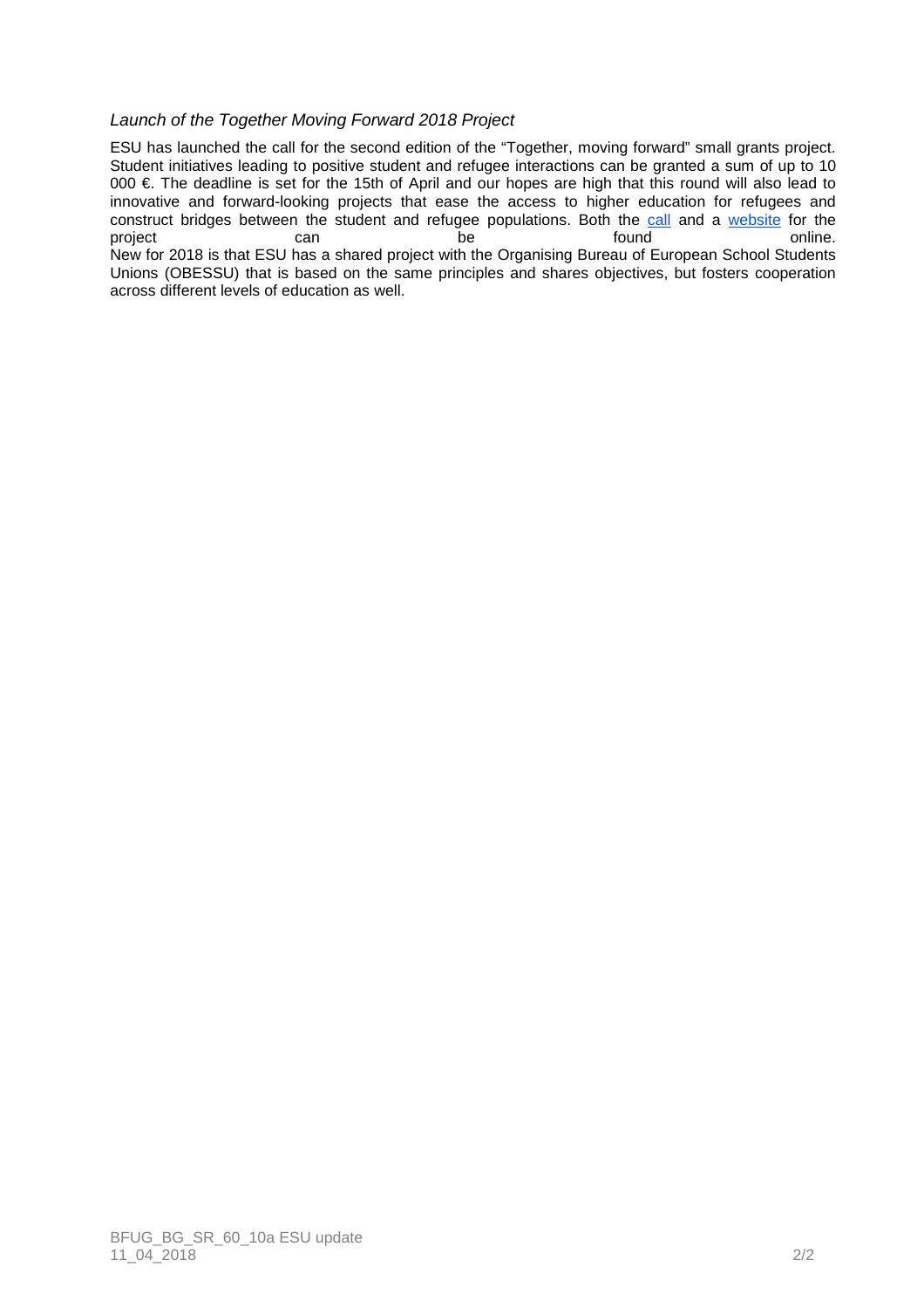*Launch of the Together Moving Forward 2018 Project*

ESU has launched the call for the second edition of the "Together, moving forward" small grants project. Student initiatives leading to positive student and refugee interactions can be granted a sum of up to 10 000 €. The deadline is set for the 15th of April and our hopes are high that this round will also lead to innovative and forward-looking projects that ease the access to higher education for refugees and construct bridges between the student and refugee populations. Both the call and a website for the project can be found online.
New for 2018 is that ESU has a shared project with the Organising Bureau of European School Students Unions (OBESSU) that is based on the same principles and shares objectives, but fosters cooperation across different levels of education as well.